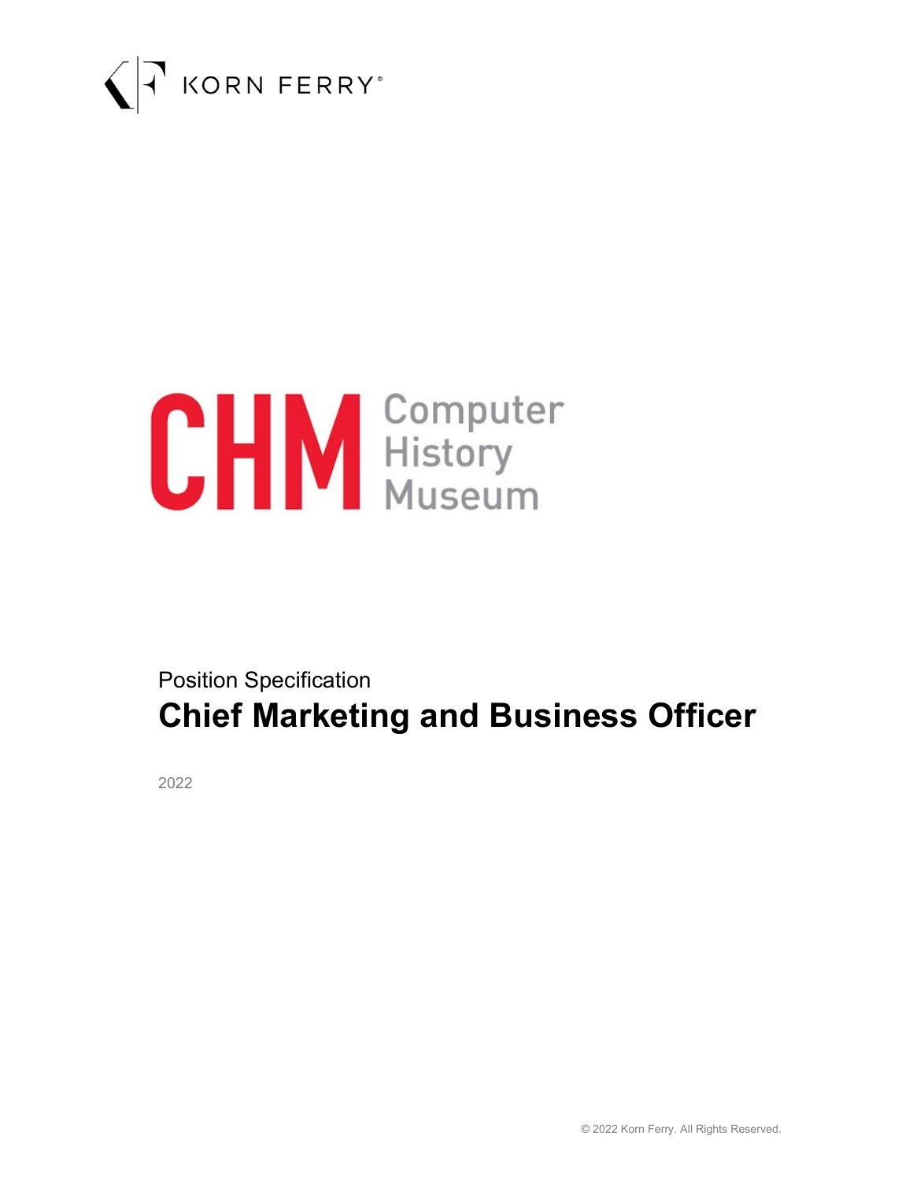KORN FERRY

CHM Computer History Museum

Position Specification

# Chief Marketing and Business Officer

2022

© 2022 Korn Ferry. All Rights Reserved.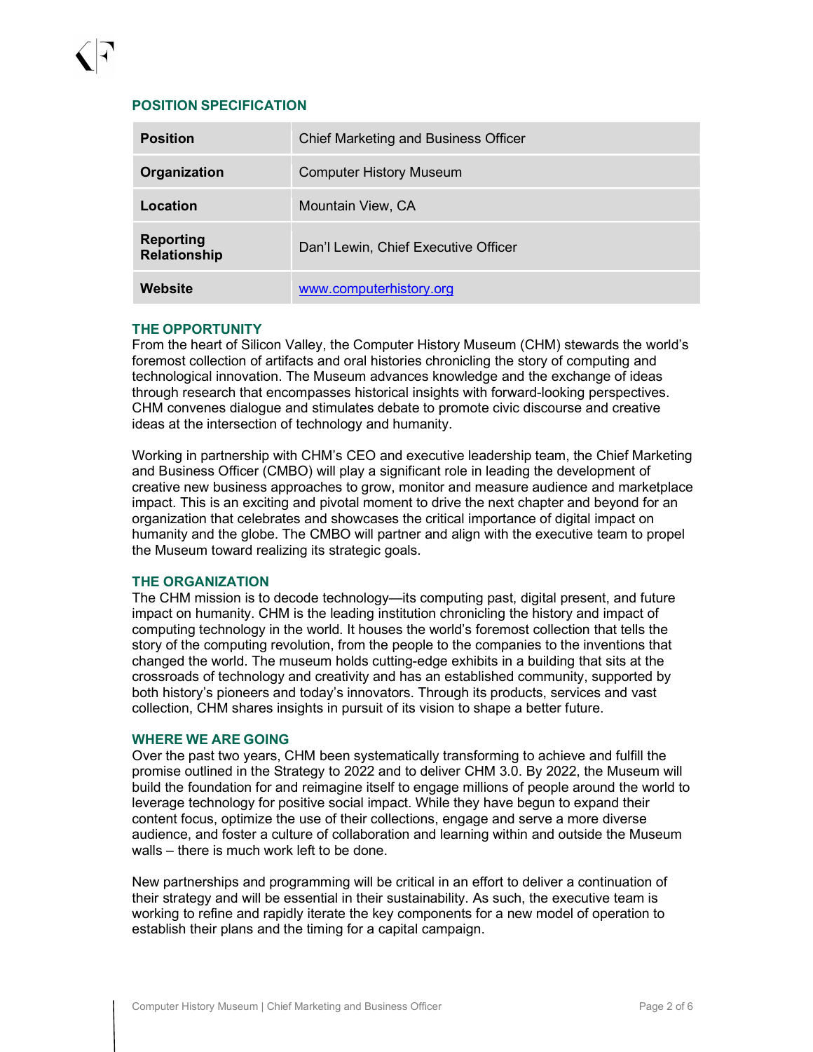## POSITION SPECIFICATION

| Position | Chief Marketing and Business Officer |
|---|---|
| Organization | Computer History Museum |
| Location | Mountain View, CA |
| Reporting Relationship | Dan'l Lewin, Chief Executive Officer |
| Website | www.computerhistory.org |

## THE OPPORTUNITY

From the heart of Silicon Valley, the Computer History Museum (CHM) stewards the world's foremost collection of artifacts and oral histories chronicling the story of computing and technological innovation. The Museum advances knowledge and the exchange of ideas through research that encompasses historical insights with forward-looking perspectives. CHM convenes dialogue and stimulates debate to promote civic discourse and creative ideas at the intersection of technology and humanity.

Working in partnership with CHM's CEO and executive leadership team, the Chief Marketing and Business Officer (CMBO) will play a significant role in leading the development of creative new business approaches to grow, monitor and measure audience and marketplace impact. This is an exciting and pivotal moment to drive the next chapter and beyond for an organization that celebrates and showcases the critical importance of digital impact on humanity and the globe. The CMBO will partner and align with the executive team to propel the Museum toward realizing its strategic goals.

## THE ORGANIZATION

The CHM mission is to decode technology—its computing past, digital present, and future impact on humanity. CHM is the leading institution chronicling the history and impact of computing technology in the world. It houses the world's foremost collection that tells the story of the computing revolution, from the people to the companies to the inventions that changed the world. The museum holds cutting-edge exhibits in a building that sits at the crossroads of technology and creativity and has an established community, supported by both history's pioneers and today's innovators. Through its products, services and vast collection, CHM shares insights in pursuit of its vision to shape a better future.

## WHERE WE ARE GOING

Over the past two years, CHM been systematically transforming to achieve and fulfill the promise outlined in the Strategy to 2022 and to deliver CHM 3.0. By 2022, the Museum will build the foundation for and reimagine itself to engage millions of people around the world to leverage technology for positive social impact. While they have begun to expand their content focus, optimize the use of their collections, engage and serve a more diverse audience, and foster a culture of collaboration and learning within and outside the Museum walls – there is much work left to be done.

New partnerships and programming will be critical in an effort to deliver a continuation of their strategy and will be essential in their sustainability. As such, the executive team is working to refine and rapidly iterate the key components for a new model of operation to establish their plans and the timing for a capital campaign.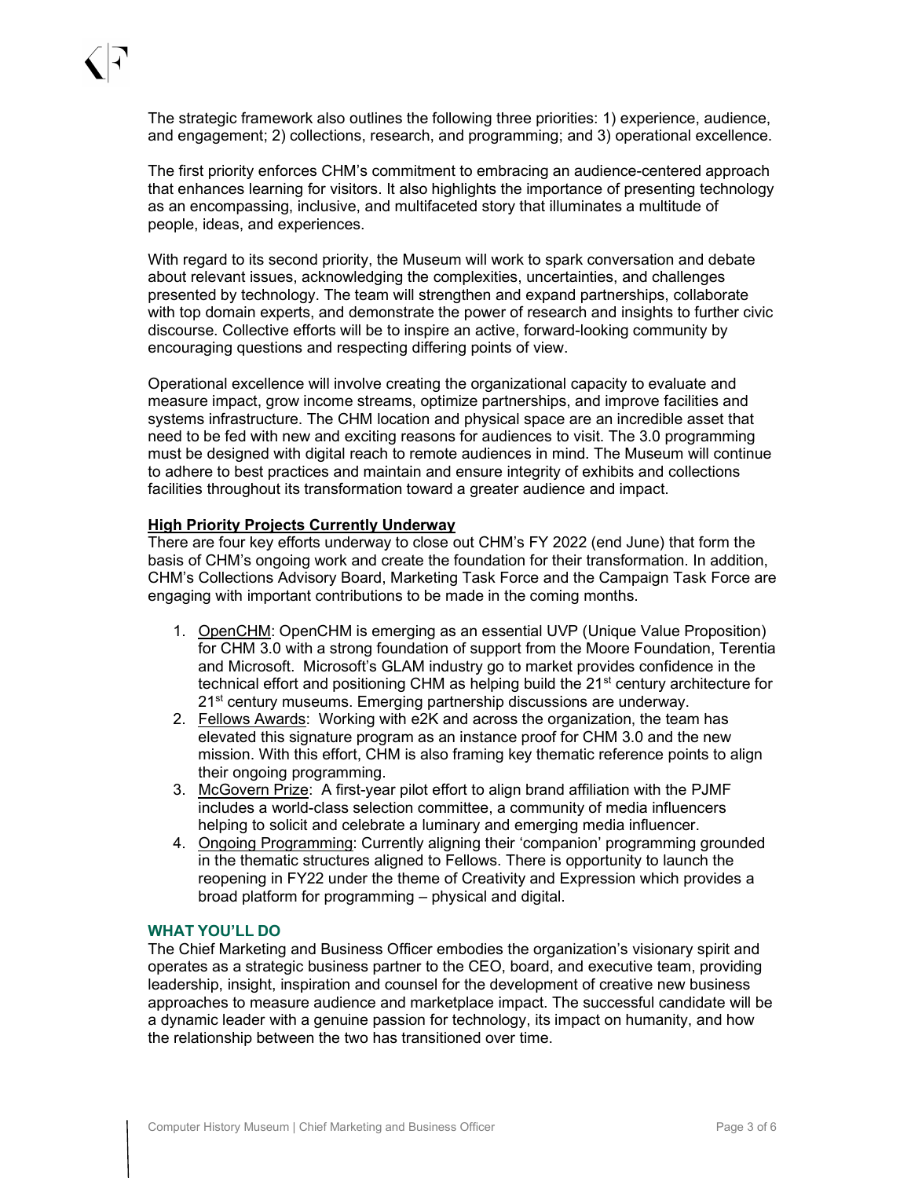The strategic framework also outlines the following three priorities: 1) experience, audience, and engagement; 2) collections, research, and programming; and 3) operational excellence.

The first priority enforces CHM's commitment to embracing an audience-centered approach that enhances learning for visitors. It also highlights the importance of presenting technology as an encompassing, inclusive, and multifaceted story that illuminates a multitude of people, ideas, and experiences.

With regard to its second priority, the Museum will work to spark conversation and debate about relevant issues, acknowledging the complexities, uncertainties, and challenges presented by technology. The team will strengthen and expand partnerships, collaborate with top domain experts, and demonstrate the power of research and insights to further civic discourse. Collective efforts will be to inspire an active, forward-looking community by encouraging questions and respecting differing points of view.

Operational excellence will involve creating the organizational capacity to evaluate and measure impact, grow income streams, optimize partnerships, and improve facilities and systems infrastructure. The CHM location and physical space are an incredible asset that need to be fed with new and exciting reasons for audiences to visit. The 3.0 programming must be designed with digital reach to remote audiences in mind. The Museum will continue to adhere to best practices and maintain and ensure integrity of exhibits and collections facilities throughout its transformation toward a greater audience and impact.

**High Priority Projects Currently Underway**

There are four key efforts underway to close out CHM's FY 2022 (end June) that form the basis of CHM's ongoing work and create the foundation for their transformation. In addition, CHM's Collections Advisory Board, Marketing Task Force and the Campaign Task Force are engaging with important contributions to be made in the coming months.

1. OpenCHM: OpenCHM is emerging as an essential UVP (Unique Value Proposition) for CHM 3.0 with a strong foundation of support from the Moore Foundation, Terentia and Microsoft. Microsoft's GLAM industry go to market provides confidence in the technical effort and positioning CHM as helping build the 21st century architecture for 21st century museums. Emerging partnership discussions are underway.
2. Fellows Awards: Working with e2K and across the organization, the team has elevated this signature program as an instance proof for CHM 3.0 and the new mission. With this effort, CHM is also framing key thematic reference points to align their ongoing programming.
3. McGovern Prize: A first-year pilot effort to align brand affiliation with the PJMF includes a world-class selection committee, a community of media influencers helping to solicit and celebrate a luminary and emerging media influencer.
4. Ongoing Programming: Currently aligning their 'companion' programming grounded in the thematic structures aligned to Fellows. There is opportunity to launch the reopening in FY22 under the theme of Creativity and Expression which provides a broad platform for programming – physical and digital.

## WHAT YOU'LL DO

The Chief Marketing and Business Officer embodies the organization's visionary spirit and operates as a strategic business partner to the CEO, board, and executive team, providing leadership, insight, inspiration and counsel for the development of creative new business approaches to measure audience and marketplace impact. The successful candidate will be a dynamic leader with a genuine passion for technology, its impact on humanity, and how the relationship between the two has transitioned over time.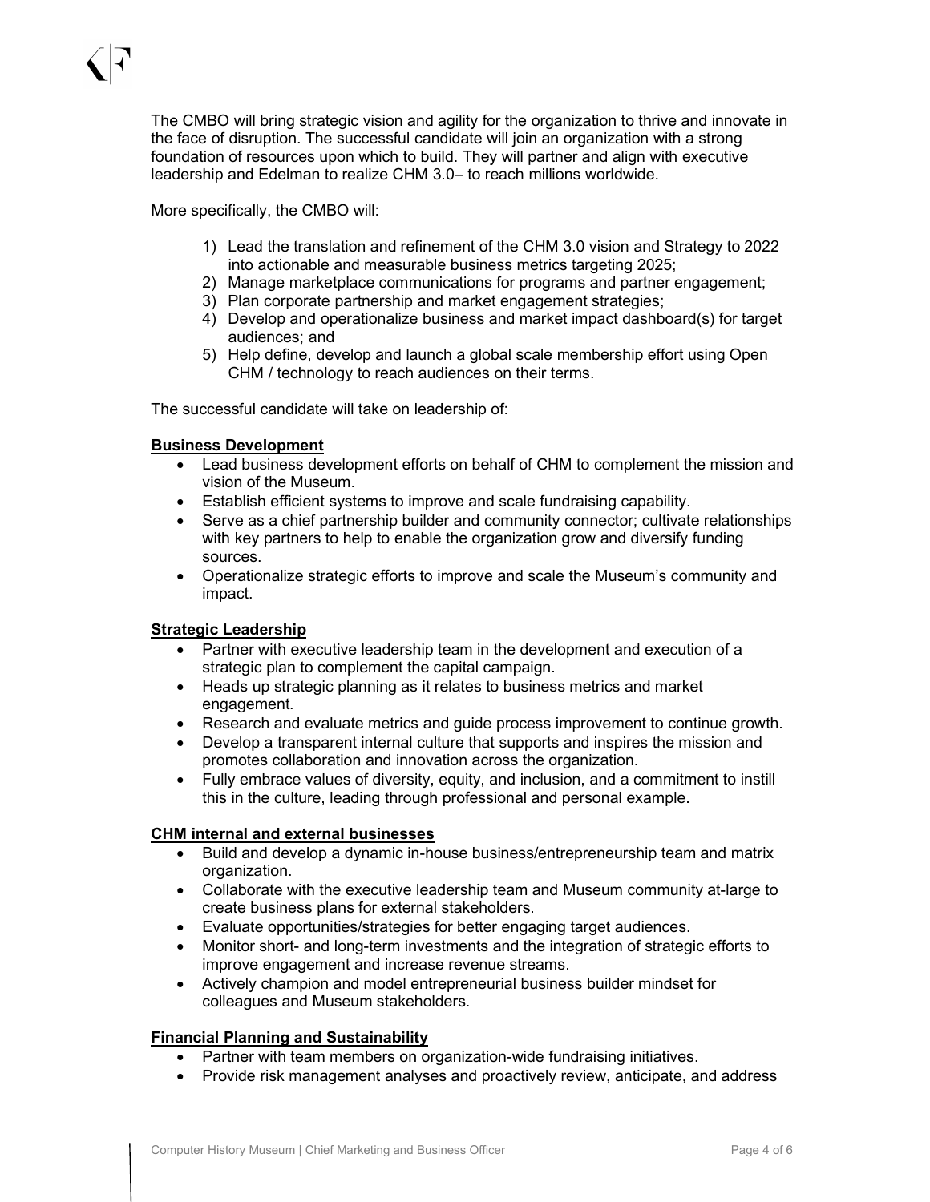The CMBO will bring strategic vision and agility for the organization to thrive and innovate in the face of disruption. The successful candidate will join an organization with a strong foundation of resources upon which to build. They will partner and align with executive leadership and Edelman to realize CHM 3.0– to reach millions worldwide.

More specifically, the CMBO will:

1) Lead the translation and refinement of the CHM 3.0 vision and Strategy to 2022 into actionable and measurable business metrics targeting 2025;
2) Manage marketplace communications for programs and partner engagement;
3) Plan corporate partnership and market engagement strategies;
4) Develop and operationalize business and market impact dashboard(s) for target audiences; and
5) Help define, develop and launch a global scale membership effort using Open CHM / technology to reach audiences on their terms.

The successful candidate will take on leadership of:

**Business Development**

- Lead business development efforts on behalf of CHM to complement the mission and vision of the Museum.
- Establish efficient systems to improve and scale fundraising capability.
- Serve as a chief partnership builder and community connector; cultivate relationships with key partners to help to enable the organization grow and diversify funding sources.
- Operationalize strategic efforts to improve and scale the Museum's community and impact.

**Strategic Leadership**

- Partner with executive leadership team in the development and execution of a strategic plan to complement the capital campaign.
- Heads up strategic planning as it relates to business metrics and market engagement.
- Research and evaluate metrics and guide process improvement to continue growth.
- Develop a transparent internal culture that supports and inspires the mission and promotes collaboration and innovation across the organization.
- Fully embrace values of diversity, equity, and inclusion, and a commitment to instill this in the culture, leading through professional and personal example.

**CHM internal and external businesses**

- Build and develop a dynamic in-house business/entrepreneurship team and matrix organization.
- Collaborate with the executive leadership team and Museum community at-large to create business plans for external stakeholders.
- Evaluate opportunities/strategies for better engaging target audiences.
- Monitor short- and long-term investments and the integration of strategic efforts to improve engagement and increase revenue streams.
- Actively champion and model entrepreneurial business builder mindset for colleagues and Museum stakeholders.

**Financial Planning and Sustainability**

- Partner with team members on organization-wide fundraising initiatives.
- Provide risk management analyses and proactively review, anticipate, and address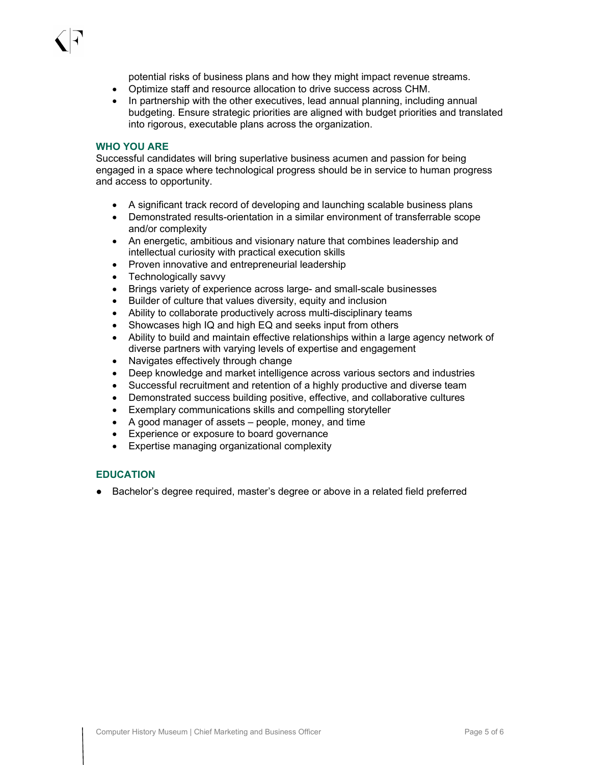potential risks of business plans and how they might impact revenue streams.

- Optimize staff and resource allocation to drive success across CHM.
- In partnership with the other executives, lead annual planning, including annual budgeting. Ensure strategic priorities are aligned with budget priorities and translated into rigorous, executable plans across the organization.

## WHO YOU ARE

Successful candidates will bring superlative business acumen and passion for being engaged in a space where technological progress should be in service to human progress and access to opportunity.

- A significant track record of developing and launching scalable business plans
- Demonstrated results-orientation in a similar environment of transferrable scope and/or complexity
- An energetic, ambitious and visionary nature that combines leadership and intellectual curiosity with practical execution skills
- Proven innovative and entrepreneurial leadership
- Technologically savvy
- Brings variety of experience across large- and small-scale businesses
- Builder of culture that values diversity, equity and inclusion
- Ability to collaborate productively across multi-disciplinary teams
- Showcases high IQ and high EQ and seeks input from others
- Ability to build and maintain effective relationships within a large agency network of diverse partners with varying levels of expertise and engagement
- Navigates effectively through change
- Deep knowledge and market intelligence across various sectors and industries
- Successful recruitment and retention of a highly productive and diverse team
- Demonstrated success building positive, effective, and collaborative cultures
- Exemplary communications skills and compelling storyteller
- A good manager of assets – people, money, and time
- Experience or exposure to board governance
- Expertise managing organizational complexity

## EDUCATION

- Bachelor's degree required, master's degree or above in a related field preferred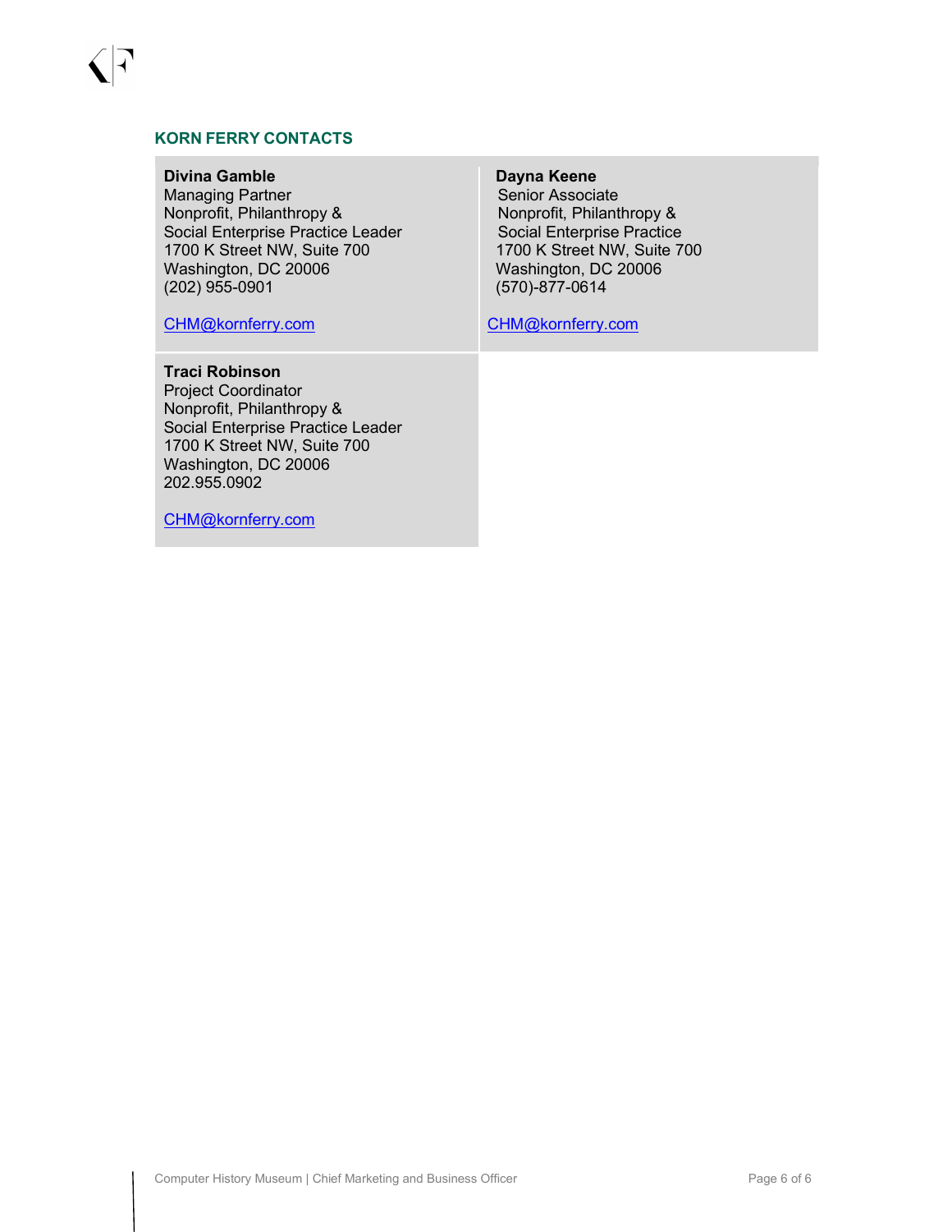## KORN FERRY CONTACTS

| | |
|---|---|
| **Divina Gamble**<br>Managing Partner<br>Nonprofit, Philanthropy &<br>Social Enterprise Practice Leader<br>1700 K Street NW, Suite 700<br>Washington, DC 20006<br>(202) 955-0901<br><br>CHM@kornferry.com | **Dayna Keene**<br>Senior Associate<br>Nonprofit, Philanthropy &<br>Social Enterprise Practice<br>1700 K Street NW, Suite 700<br>Washington, DC 20006<br>(570)-877-0614<br><br>CHM@kornferry.com |
| **Traci Robinson**<br>Project Coordinator<br>Nonprofit, Philanthropy &<br>Social Enterprise Practice Leader<br>1700 K Street NW, Suite 700<br>Washington, DC 20006<br>202.955.0902<br><br>CHM@kornferry.com | |